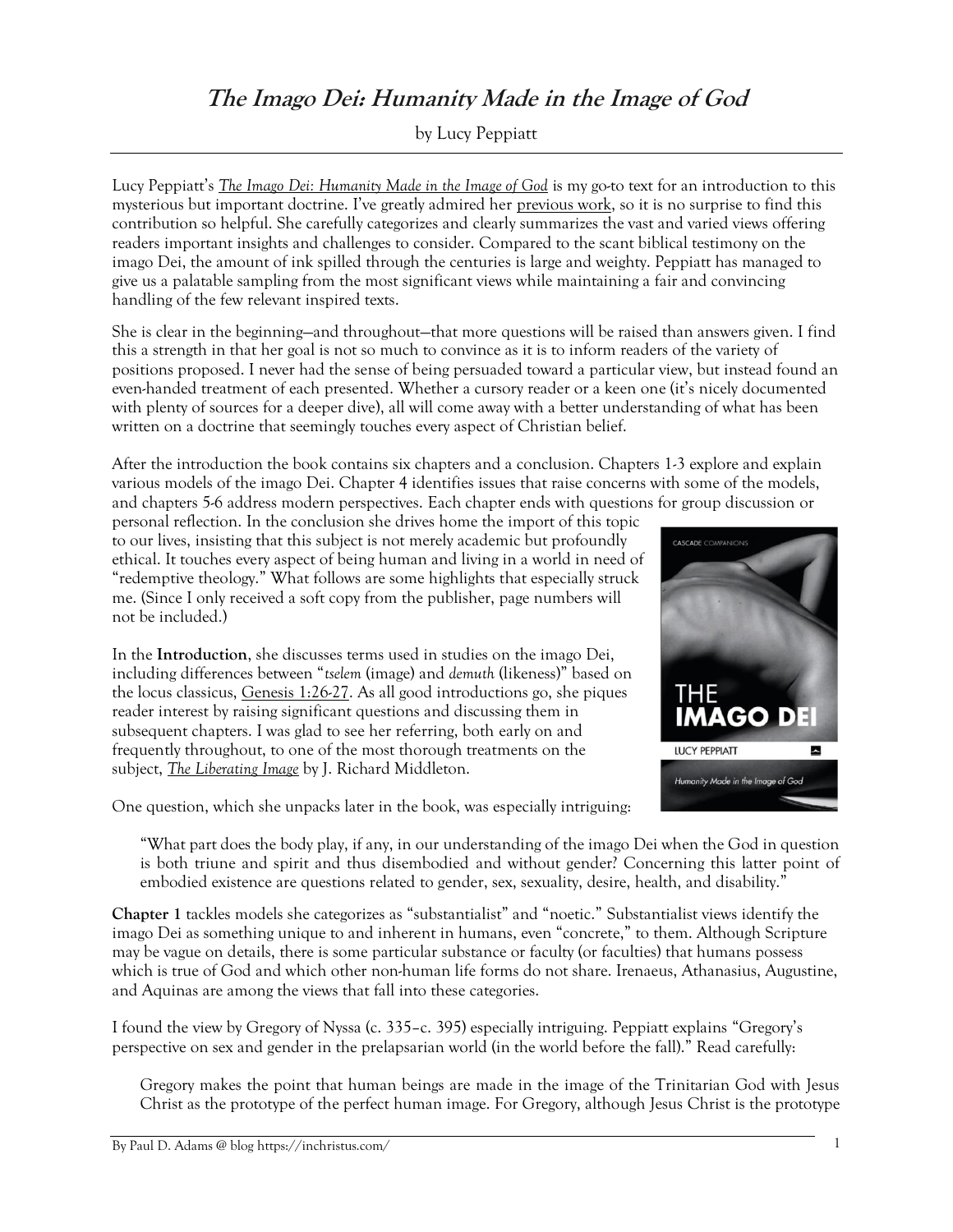# *The Imago Dei: Humanity Made in the Image of God*

by Lucy Peppiatt

Lucy Peppiatt's *The Imago Dei: Humanity Made in the Image of God* is my go-to text for an introduction to this mysterious but important doctrine. I've greatly admired her previous work, so it is no surprise to find this contribution so helpful. She carefully categorizes and clearly summarizes the vast and varied views offering readers important insights and challenges to consider. Compared to the scant biblical testimony on the imago Dei, the amount of ink spilled through the centuries is large and weighty. Peppiatt has managed to give us a palatable sampling from the most significant views while maintaining a fair and convincing handling of the few relevant inspired texts.

She is clear in the beginning—and throughout—that more questions will be raised than answers given. I find this a strength in that her goal is not so much to convince as it is to inform readers of the variety of positions proposed. I never had the sense of being persuaded toward a particular view, but instead found an even-handed treatment of each presented. Whether a cursory reader or a keen one (it's nicely documented with plenty of sources for a deeper dive), all will come away with a better understanding of what has been written on a doctrine that seemingly touches every aspect of Christian belief.

After the introduction the book contains six chapters and a conclusion. Chapters 1-3 explore and explain various models of the imago Dei. Chapter 4 identifies issues that raise concerns with some of the models, and chapters 5-6 address modern perspectives. Each chapter ends with questions for group discussion or personal reflection. In the conclusion she drives home the import of this topic to our lives, insisting that this subject is not merely academic but profoundly ethical. It touches every aspect of being human and living in a world in need of "redemptive theology." What follows are some highlights that especially struck me. (Since I only received a soft copy from the publisher, page numbers will not be included.)

In the **Introduction**, she discusses terms used in studies on the imago Dei, including differences between "*tselem* (image) and *demuth* (likeness)" based on the locus classicus, Genesis 1:26-27. As all good introductions go, she piques reader interest by raising significant questions and discussing them in subsequent chapters. I was glad to see her referring, both early on and frequently throughout, to one of the most thorough treatments on the subject, *The Liberating Image* by J. Richard Middleton.

One question, which she unpacks later in the book, was especially intriguing:

> "What part does the body play, if any, in our understanding of the imago Dei when the God in question is both triune and spirit and thus disembodied and without gender? Concerning this latter point of embodied existence are questions related to gender, sex, sexuality, desire, health, and disability."

**Chapter 1** tackles models she categorizes as "substantialist" and "noetic." Substantialist views identify the imago Dei as something unique to and inherent in humans, even "concrete," to them. Although Scripture may be vague on details, there is some particular substance or faculty (or faculties) that humans possess which is true of God and which other non-human life forms do not share. Irenaeus, Athanasius, Augustine, and Aquinas are among the views that fall into these categories.

I found the view by Gregory of Nyssa (c. 335–c. 395) especially intriguing. Peppiatt explains "Gregory's perspective on sex and gender in the prelapsarian world (in the world before the fall)." Read carefully:

> Gregory makes the point that human beings are made in the image of the Trinitarian God with Jesus Christ as the prototype of the perfect human image. For Gregory, although Jesus Christ is the prototype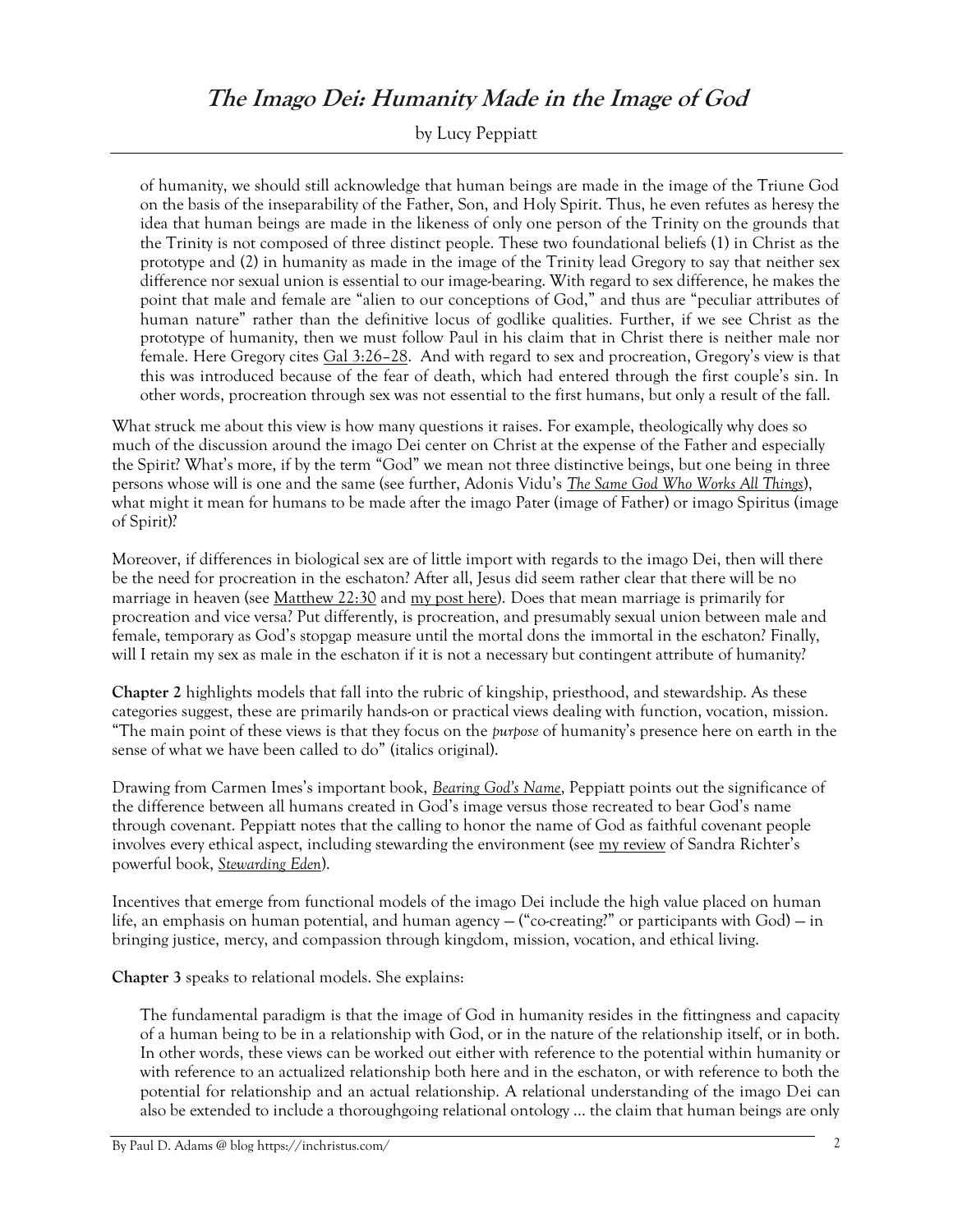> of humanity, we should still acknowledge that human beings are made in the image of the Triune God on the basis of the inseparability of the Father, Son, and Holy Spirit. Thus, he even refutes as heresy the idea that human beings are made in the likeness of only one person of the Trinity on the grounds that the Trinity is not composed of three distinct people. These two foundational beliefs (1) in Christ as the prototype and (2) in humanity as made in the image of the Trinity lead Gregory to say that neither sex difference nor sexual union is essential to our image-bearing. With regard to sex difference, he makes the point that male and female are "alien to our conceptions of God," and thus are "peculiar attributes of human nature" rather than the definitive locus of godlike qualities. Further, if we see Christ as the prototype of humanity, then we must follow Paul in his claim that in Christ there is neither male nor female. Here Gregory cites Gal 3:26–28. And with regard to sex and procreation, Gregory's view is that this was introduced because of the fear of death, which had entered through the first couple's sin. In other words, procreation through sex was not essential to the first humans, but only a result of the fall.

What struck me about this view is how many questions it raises. For example, theologically why does so much of the discussion around the imago Dei center on Christ at the expense of the Father and especially the Spirit? What's more, if by the term "God" we mean not three distinctive beings, but one being in three persons whose will is one and the same (see further, Adonis Vidu's *The Same God Who Works All Things*), what might it mean for humans to be made after the imago Pater (image of Father) or imago Spiritus (image of Spirit)?

Moreover, if differences in biological sex are of little import with regards to the imago Dei, then will there be the need for procreation in the eschaton? After all, Jesus did seem rather clear that there will be no marriage in heaven (see Matthew 22:30 and my post here). Does that mean marriage is primarily for procreation and vice versa? Put differently, is procreation, and presumably sexual union between male and female, temporary as God's stopgap measure until the mortal dons the immortal in the eschaton? Finally, will I retain my sex as male in the eschaton if it is not a necessary but contingent attribute of humanity?

**Chapter 2** highlights models that fall into the rubric of kingship, priesthood, and stewardship. As these categories suggest, these are primarily hands-on or practical views dealing with function, vocation, mission. "The main point of these views is that they focus on the *purpose* of humanity's presence here on earth in the sense of what we have been called to do" (italics original).

Drawing from Carmen Imes's important book, *Bearing God's Name*, Peppiatt points out the significance of the difference between all humans created in God's image versus those recreated to bear God's name through covenant. Peppiatt notes that the calling to honor the name of God as faithful covenant people involves every ethical aspect, including stewarding the environment (see my review of Sandra Richter's powerful book, *Stewarding Eden*).

Incentives that emerge from functional models of the imago Dei include the high value placed on human life, an emphasis on human potential, and human agency — ("co-creating?" or participants with God) — in bringing justice, mercy, and compassion through kingdom, mission, vocation, and ethical living.

**Chapter 3** speaks to relational models. She explains:

> The fundamental paradigm is that the image of God in humanity resides in the fittingness and capacity of a human being to be in a relationship with God, or in the nature of the relationship itself, or in both. In other words, these views can be worked out either with reference to the potential within humanity or with reference to an actualized relationship both here and in the eschaton, or with reference to both the potential for relationship and an actual relationship. A relational understanding of the imago Dei can also be extended to include a thoroughgoing relational ontology … the claim that human beings are only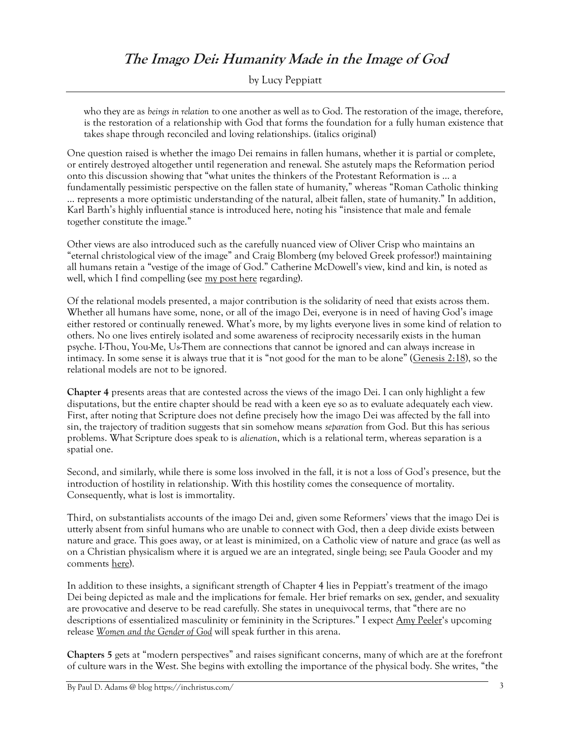who they are as *beings in relation* to one another as well as to God. The restoration of the image, therefore, is the restoration of a relationship with God that forms the foundation for a fully human existence that takes shape through reconciled and loving relationships. (italics original)

One question raised is whether the imago Dei remains in fallen humans, whether it is partial or complete, or entirely destroyed altogether until regeneration and renewal. She astutely maps the Reformation period onto this discussion showing that "what unites the thinkers of the Protestant Reformation is … a fundamentally pessimistic perspective on the fallen state of humanity," whereas "Roman Catholic thinking … represents a more optimistic understanding of the natural, albeit fallen, state of humanity." In addition, Karl Barth's highly influential stance is introduced here, noting his "insistence that male and female together constitute the image."

Other views are also introduced such as the carefully nuanced view of Oliver Crisp who maintains an "eternal christological view of the image" and Craig Blomberg (my beloved Greek professor!) maintaining all humans retain a "vestige of the image of God." Catherine McDowell's view, kind and kin, is noted as well, which I find compelling (see my post here regarding).

Of the relational models presented, a major contribution is the solidarity of need that exists across them. Whether all humans have some, none, or all of the imago Dei, everyone is in need of having God's image either restored or continually renewed. What's more, by my lights everyone lives in some kind of relation to others. No one lives entirely isolated and some awareness of reciprocity necessarily exists in the human psyche. I-Thou, You-Me, Us-Them are connections that cannot be ignored and can always increase in intimacy. In some sense it is always true that it is "not good for the man to be alone" (Genesis 2:18), so the relational models are not to be ignored.

**Chapter 4** presents areas that are contested across the views of the imago Dei. I can only highlight a few disputations, but the entire chapter should be read with a keen eye so as to evaluate adequately each view. First, after noting that Scripture does not define precisely how the imago Dei was affected by the fall into sin, the trajectory of tradition suggests that sin somehow means *separation* from God. But this has serious problems. What Scripture does speak to is *alienation*, which is a relational term, whereas separation is a spatial one.

Second, and similarly, while there is some loss involved in the fall, it is not a loss of God's presence, but the introduction of hostility in relationship. With this hostility comes the consequence of mortality. Consequently, what is lost is immortality.

Third, on substantialists accounts of the imago Dei and, given some Reformers' views that the imago Dei is utterly absent from sinful humans who are unable to connect with God, then a deep divide exists between nature and grace. This goes away, or at least is minimized, on a Catholic view of nature and grace (as well as on a Christian physicalism where it is argued we are an integrated, single being; see Paula Gooder and my comments here).

In addition to these insights, a significant strength of Chapter 4 lies in Peppiatt's treatment of the imago Dei being depicted as male and the implications for female. Her brief remarks on sex, gender, and sexuality are provocative and deserve to be read carefully. She states in unequivocal terms, that "there are no descriptions of essentialized masculinity or femininity in the Scriptures." I expect Amy Peeler's upcoming release *Women and the Gender of God* will speak further in this arena.

**Chapters 5** gets at "modern perspectives" and raises significant concerns, many of which are at the forefront of culture wars in the West. She begins with extolling the importance of the physical body. She writes, "the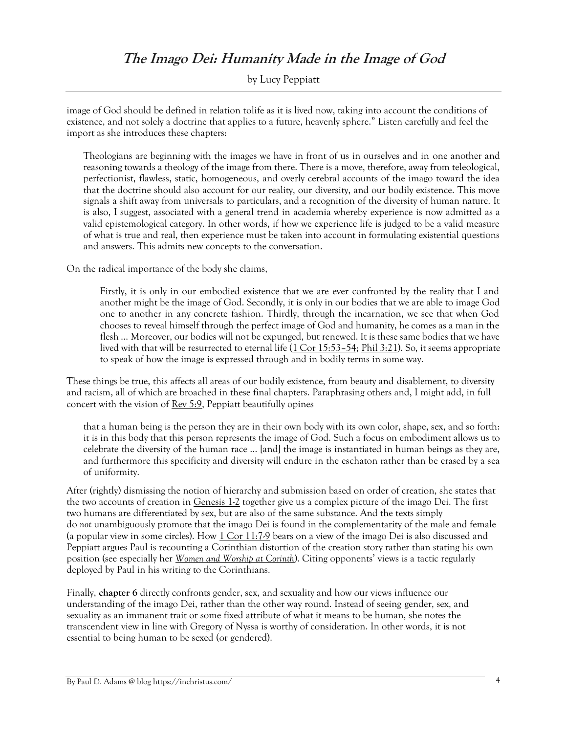image of God should be defined in relation tolife as it is lived now, taking into account the conditions of existence, and not solely a doctrine that applies to a future, heavenly sphere." Listen carefully and feel the import as she introduces these chapters:

> Theologians are beginning with the images we have in front of us in ourselves and in one another and reasoning towards a theology of the image from there. There is a move, therefore, away from teleological, perfectionist, flawless, static, homogeneous, and overly cerebral accounts of the imago toward the idea that the doctrine should also account for our reality, our diversity, and our bodily existence. This move signals a shift away from universals to particulars, and a recognition of the diversity of human nature. It is also, I suggest, associated with a general trend in academia whereby experience is now admitted as a valid epistemological category. In other words, if how we experience life is judged to be a valid measure of what is true and real, then experience must be taken into account in formulating existential questions and answers. This admits new concepts to the conversation.

On the radical importance of the body she claims,

> Firstly, it is only in our embodied existence that we are ever confronted by the reality that I and another might be the image of God. Secondly, it is only in our bodies that we are able to image God one to another in any concrete fashion. Thirdly, through the incarnation, we see that when God chooses to reveal himself through the perfect image of God and humanity, he comes as a man in the flesh … Moreover, our bodies will not be expunged, but renewed. It is these same bodies that we have lived with that will be resurrected to eternal life (1 Cor 15:53–54; Phil 3:21). So, it seems appropriate to speak of how the image is expressed through and in bodily terms in some way.

These things be true, this affects all areas of our bodily existence, from beauty and disablement, to diversity and racism, all of which are broached in these final chapters. Paraphrasing others and, I might add, in full concert with the vision of Rev 5:9, Peppiatt beautifully opines

> that a human being is the person they are in their own body with its own color, shape, sex, and so forth: it is in this body that this person represents the image of God. Such a focus on embodiment allows us to celebrate the diversity of the human race … [and] the image is instantiated in human beings as they are, and furthermore this specificity and diversity will endure in the eschaton rather than be erased by a sea of uniformity.

After (rightly) dismissing the notion of hierarchy and submission based on order of creation, she states that the two accounts of creation in Genesis 1-2 together give us a complex picture of the imago Dei. The first two humans are differentiated by sex, but are also of the same substance. And the texts simply do *not* unambiguously promote that the imago Dei is found in the complementarity of the male and female (a popular view in some circles). How 1 Cor 11:7-9 bears on a view of the imago Dei is also discussed and Peppiatt argues Paul is recounting a Corinthian distortion of the creation story rather than stating his own position (see especially her *Women and Worship at Corinth*). Citing opponents' views is a tactic regularly deployed by Paul in his writing to the Corinthians.

Finally, **chapter 6** directly confronts gender, sex, and sexuality and how our views influence our understanding of the imago Dei, rather than the other way round. Instead of seeing gender, sex, and sexuality as an immanent trait or some fixed attribute of what it means to be human, she notes the transcendent view in line with Gregory of Nyssa is worthy of consideration. In other words, it is not essential to being human to be sexed (or gendered).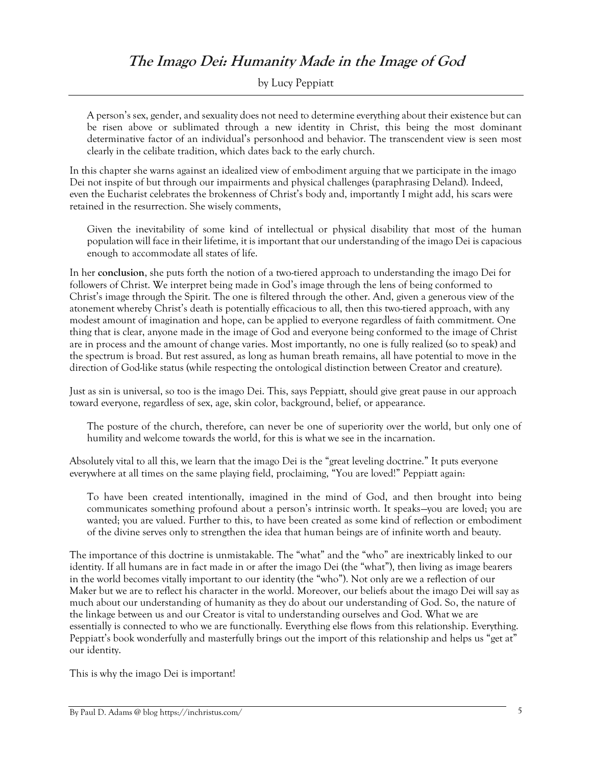> A person's sex, gender, and sexuality does not need to determine everything about their existence but can be risen above or sublimated through a new identity in Christ, this being the most dominant determinative factor of an individual's personhood and behavior. The transcendent view is seen most clearly in the celibate tradition, which dates back to the early church.

In this chapter she warns against an idealized view of embodiment arguing that we participate in the imago Dei not inspite of but through our impairments and physical challenges (paraphrasing Deland). Indeed, even the Eucharist celebrates the brokenness of Christ's body and, importantly I might add, his scars were retained in the resurrection. She wisely comments,

> Given the inevitability of some kind of intellectual or physical disability that most of the human population will face in their lifetime, it is important that our understanding of the imago Dei is capacious enough to accommodate all states of life.

In her **conclusion**, she puts forth the notion of a two-tiered approach to understanding the imago Dei for followers of Christ. We interpret being made in God's image through the lens of being conformed to Christ's image through the Spirit. The one is filtered through the other. And, given a generous view of the atonement whereby Christ's death is potentially efficacious to all, then this two-tiered approach, with any modest amount of imagination and hope, can be applied to everyone regardless of faith commitment. One thing that is clear, anyone made in the image of God and everyone being conformed to the image of Christ are in process and the amount of change varies. Most importantly, no one is fully realized (so to speak) and the spectrum is broad. But rest assured, as long as human breath remains, all have potential to move in the direction of God-like status (while respecting the ontological distinction between Creator and creature).

Just as sin is universal, so too is the imago Dei. This, says Peppiatt, should give great pause in our approach toward everyone, regardless of sex, age, skin color, background, belief, or appearance.

> The posture of the church, therefore, can never be one of superiority over the world, but only one of humility and welcome towards the world, for this is what we see in the incarnation.

Absolutely vital to all this, we learn that the imago Dei is the "great leveling doctrine." It puts everyone everywhere at all times on the same playing field, proclaiming, "You are loved!" Peppiatt again:

> To have been created intentionally, imagined in the mind of God, and then brought into being communicates something profound about a person's intrinsic worth. It speaks—you are loved; you are wanted; you are valued. Further to this, to have been created as some kind of reflection or embodiment of the divine serves only to strengthen the idea that human beings are of infinite worth and beauty.

The importance of this doctrine is unmistakable. The "what" and the "who" are inextricably linked to our identity. If all humans are in fact made in or after the imago Dei (the "what"), then living as image bearers in the world becomes vitally important to our identity (the "who"). Not only are we a reflection of our Maker but we are to reflect his character in the world. Moreover, our beliefs about the imago Dei will say as much about our understanding of humanity as they do about our understanding of God. So, the nature of the linkage between us and our Creator is vital to understanding ourselves and God. What we are essentially is connected to who we are functionally. Everything else flows from this relationship. Everything. Peppiatt's book wonderfully and masterfully brings out the import of this relationship and helps us "get at" our identity.

This is why the imago Dei is important!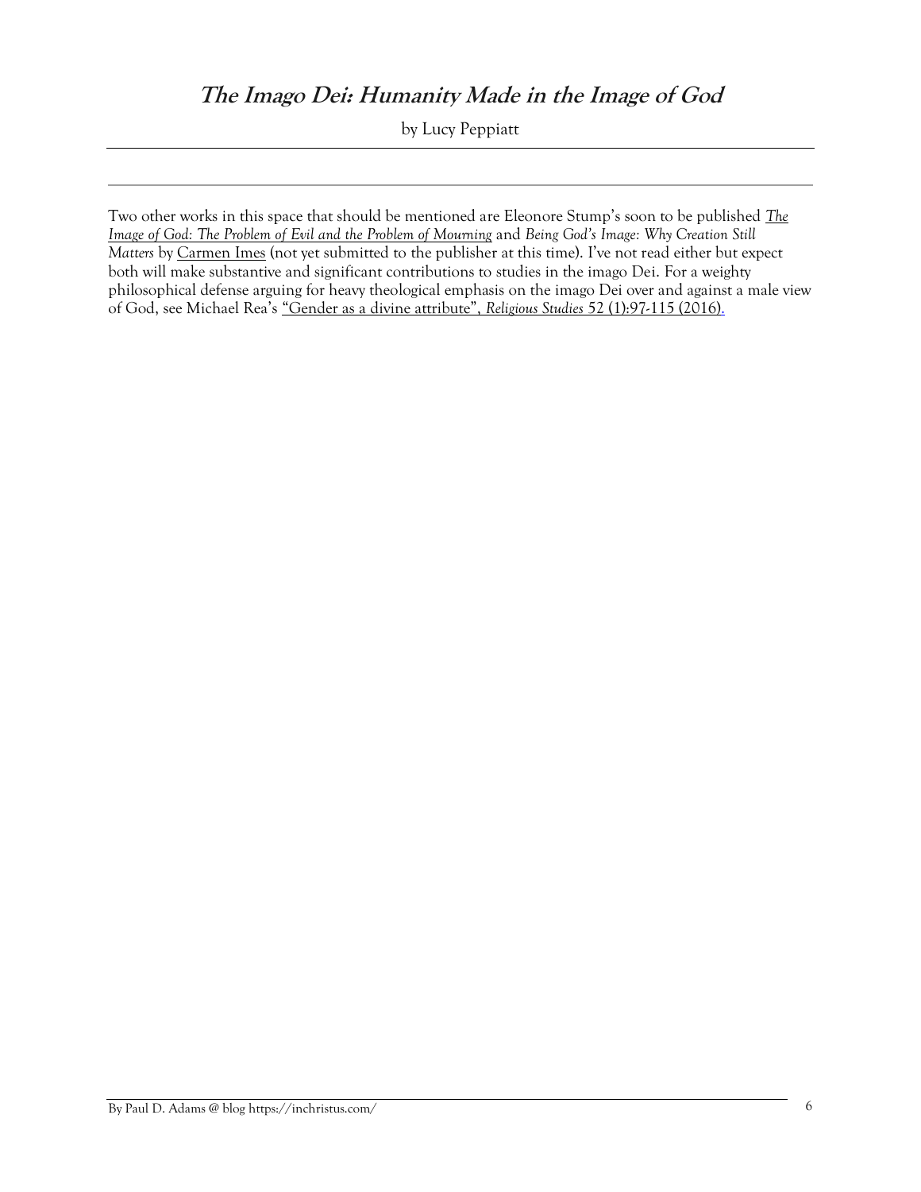Two other works in this space that should be mentioned are Eleonore Stump's soon to be published *The Image of God: The Problem of Evil and the Problem of Mourning* and *Being God's Image: Why Creation Still Matters* by Carmen Imes (not yet submitted to the publisher at this time). I've not read either but expect both will make substantive and significant contributions to studies in the imago Dei. For a weighty philosophical defense arguing for heavy theological emphasis on the imago Dei over and against a male view of God, see Michael Rea's "Gender as a divine attribute", *Religious Studies* 52 (1):97-115 (2016).